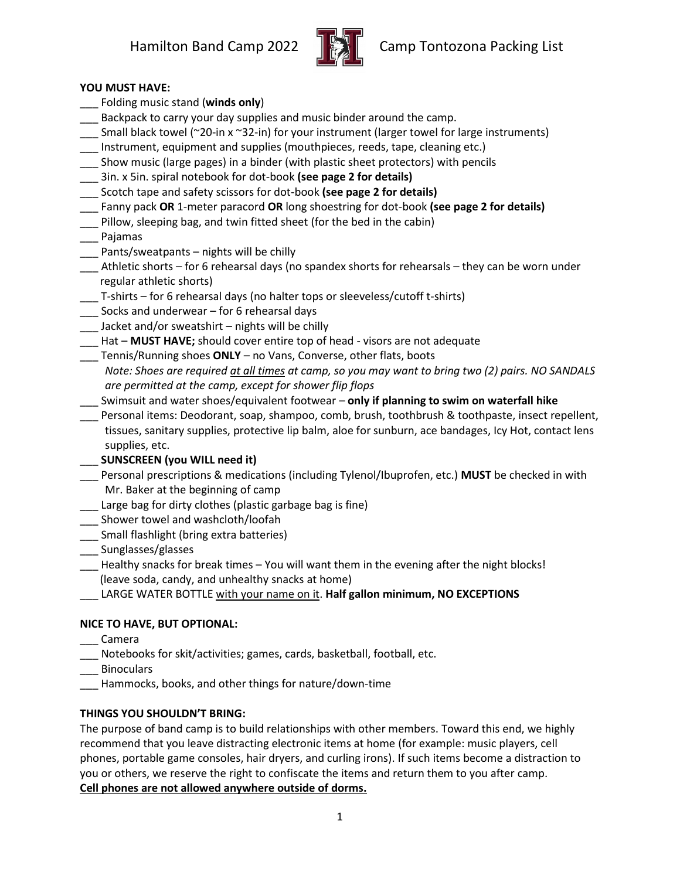# Hamilton Band Camp 2022 — Camp Tontozona Packing List

**YOU MUST HAVE:**

___ Folding music stand (**winds only**)
___ Backpack to carry your day supplies and music binder around the camp.
___ Small black towel (~20-in x ~32-in) for your instrument (larger towel for large instruments)
___ Instrument, equipment and supplies (mouthpieces, reeds, tape, cleaning etc.)
___ Show music (large pages) in a binder (with plastic sheet protectors) with pencils
___ 3in. x 5in. spiral notebook for dot-book **(see page 2 for details)**
___ Scotch tape and safety scissors for dot-book **(see page 2 for details)**
___ Fanny pack **OR** 1-meter paracord **OR** long shoestring for dot-book **(see page 2 for details)**
___ Pillow, sleeping bag, and twin fitted sheet (for the bed in the cabin)
___ Pajamas
___ Pants/sweatpants – nights will be chilly
___ Athletic shorts – for 6 rehearsal days (no spandex shorts for rehearsals – they can be worn under regular athletic shorts)
___ T-shirts – for 6 rehearsal days (no halter tops or sleeveless/cutoff t-shirts)
___ Socks and underwear – for 6 rehearsal days
___ Jacket and/or sweatshirt – nights will be chilly
___ Hat – **MUST HAVE;** should cover entire top of head - visors are not adequate
___ Tennis/Running shoes **ONLY** – no Vans, Converse, other flats, boots
*Note: Shoes are required at all times at camp, so you may want to bring two (2) pairs. NO SANDALS are permitted at the camp, except for shower flip flops*
___ Swimsuit and water shoes/equivalent footwear – **only if planning to swim on waterfall hike**
___ Personal items: Deodorant, soap, shampoo, comb, brush, toothbrush & toothpaste, insect repellent, tissues, sanitary supplies, protective lip balm, aloe for sunburn, ace bandages, Icy Hot, contact lens supplies, etc.
___ **SUNSCREEN (you WILL need it)**
___ Personal prescriptions & medications (including Tylenol/Ibuprofen, etc.) **MUST** be checked in with Mr. Baker at the beginning of camp
___ Large bag for dirty clothes (plastic garbage bag is fine)
___ Shower towel and washcloth/loofah
___ Small flashlight (bring extra batteries)
___ Sunglasses/glasses
___ Healthy snacks for break times – You will want them in the evening after the night blocks! (leave soda, candy, and unhealthy snacks at home)
___ LARGE WATER BOTTLE with your name on it. **Half gallon minimum, NO EXCEPTIONS**

**NICE TO HAVE, BUT OPTIONAL:**

___ Camera
___ Notebooks for skit/activities; games, cards, basketball, football, etc.
___ Binoculars
___ Hammocks, books, and other things for nature/down-time

**THINGS YOU SHOULDN'T BRING:**

The purpose of band camp is to build relationships with other members. Toward this end, we highly recommend that you leave distracting electronic items at home (for example: music players, cell phones, portable game consoles, hair dryers, and curling irons). If such items become a distraction to you or others, we reserve the right to confiscate the items and return them to you after camp.
**Cell phones are not allowed anywhere outside of dorms.**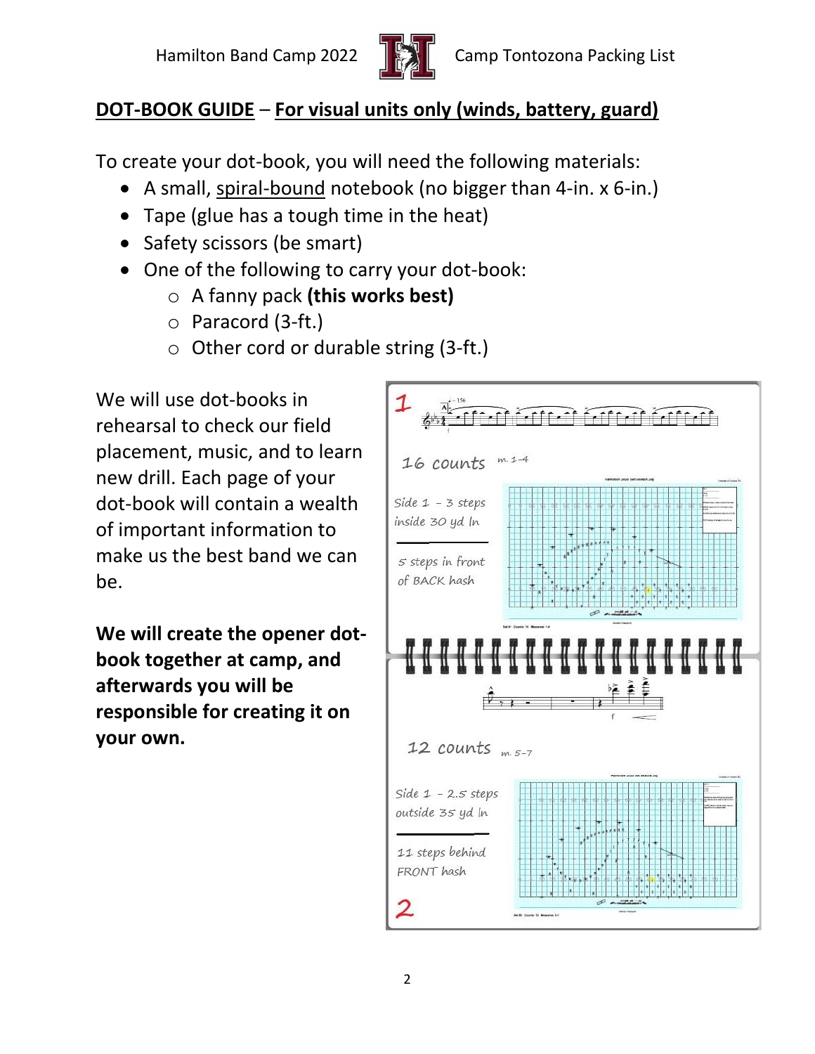## DOT-BOOK GUIDE – For visual units only (winds, battery, guard)

To create your dot-book, you will need the following materials:

- A small, spiral-bound notebook (no bigger than 4-in. x 6-in.)
- Tape (glue has a tough time in the heat)
- Safety scissors (be smart)
- One of the following to carry your dot-book:
  - A fanny pack **(this works best)**
  - Paracord (3-ft.)
  - Other cord or durable string (3-ft.)

We will use dot-books in rehearsal to check our field placement, music, and to learn new drill. Each page of your dot-book will contain a wealth of important information to make us the best band we can be.

**We will create the opener dot-book together at camp, and afterwards you will be responsible for creating it on your own.**